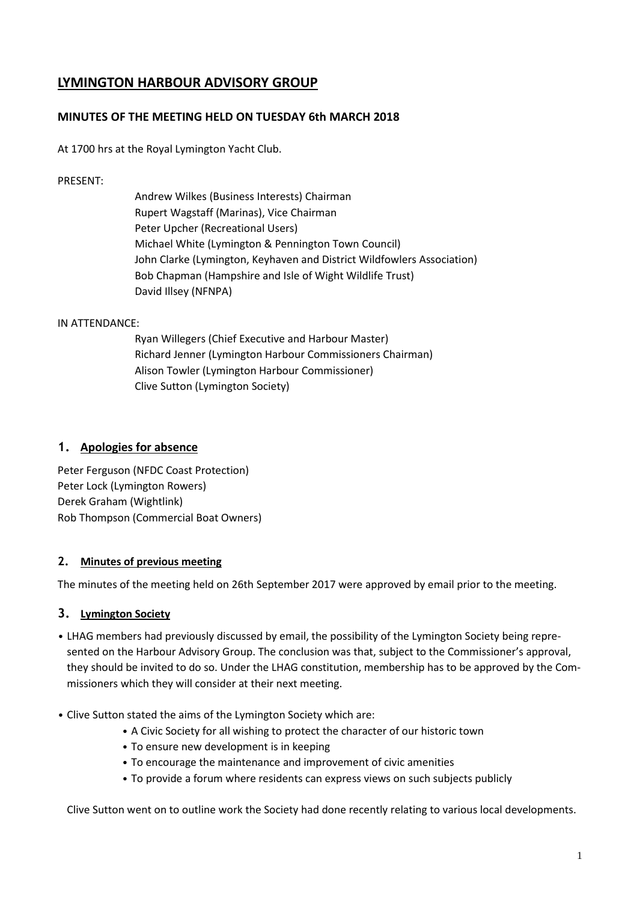# LYMINGTON HARBOUR ADVISORY GROUP

## MINUTES OF THE MEETING HELD ON TUESDAY 6th MARCH 2018

At 1700 hrs at the Royal Lymington Yacht Club.

PRESENT:

Andrew Wilkes (Business Interests) Chairman
Rupert Wagstaff (Marinas), Vice Chairman
Peter Upcher (Recreational Users)
Michael White (Lymington & Pennington Town Council)
John Clarke (Lymington, Keyhaven and District Wildfowlers Association)
Bob Chapman (Hampshire and Isle of Wight Wildlife Trust)
David Illsey (NFNPA)

IN ATTENDANCE:

Ryan Willegers (Chief Executive and Harbour Master)
Richard Jenner (Lymington Harbour Commissioners Chairman)
Alison Towler (Lymington Harbour Commissioner)
Clive Sutton (Lymington Society)

## 1. Apologies for absence

Peter Ferguson (NFDC Coast Protection)
Peter Lock (Lymington Rowers)
Derek Graham (Wightlink)
Rob Thompson (Commercial Boat Owners)

## 2. Minutes of previous meeting

The minutes of the meeting held on 26th September 2017 were approved by email prior to the meeting.

## 3. Lymington Society

- LHAG members had previously discussed by email, the possibility of the Lymington Society being represented on the Harbour Advisory Group. The conclusion was that, subject to the Commissioner's approval, they should be invited to do so. Under the LHAG constitution, membership has to be approved by the Commissioners which they will consider at their next meeting.

- Clive Sutton stated the aims of the Lymington Society which are:
    - A Civic Society for all wishing to protect the character of our historic town
    - To ensure new development is in keeping
    - To encourage the maintenance and improvement of civic amenities
    - To provide a forum where residents can express views on such subjects publicly

  Clive Sutton went on to outline work the Society had done recently relating to various local developments.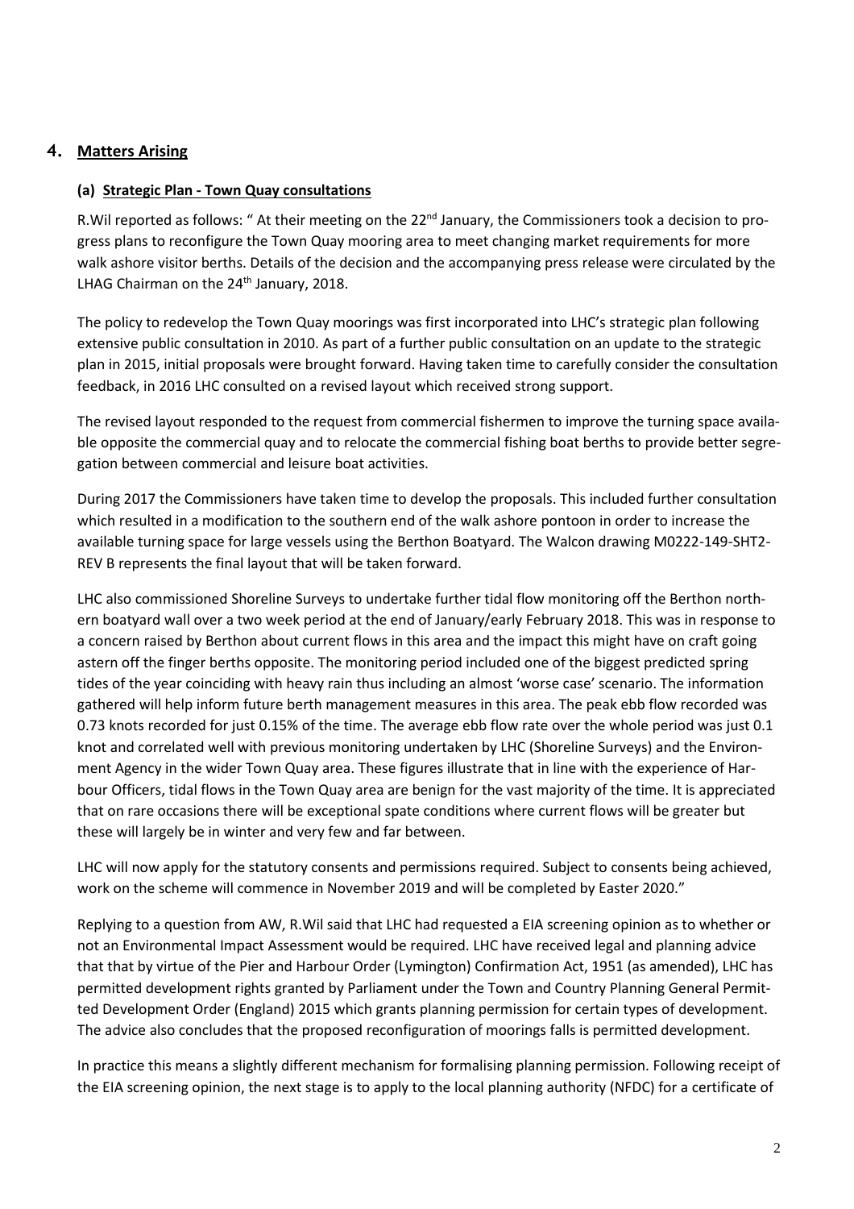## 4. Matters Arising

### (a) Strategic Plan - Town Quay consultations

R.Wil reported as follows: " At their meeting on the 22nd January, the Commissioners took a decision to progress plans to reconfigure the Town Quay mooring area to meet changing market requirements for more walk ashore visitor berths. Details of the decision and the accompanying press release were circulated by the LHAG Chairman on the 24th January, 2018.

The policy to redevelop the Town Quay moorings was first incorporated into LHC's strategic plan following extensive public consultation in 2010. As part of a further public consultation on an update to the strategic plan in 2015, initial proposals were brought forward. Having taken time to carefully consider the consultation feedback, in 2016 LHC consulted on a revised layout which received strong support.

The revised layout responded to the request from commercial fishermen to improve the turning space available opposite the commercial quay and to relocate the commercial fishing boat berths to provide better segregation between commercial and leisure boat activities.

During 2017 the Commissioners have taken time to develop the proposals. This included further consultation which resulted in a modification to the southern end of the walk ashore pontoon in order to increase the available turning space for large vessels using the Berthon Boatyard. The Walcon drawing M0222-149-SHT2-REV B represents the final layout that will be taken forward.

LHC also commissioned Shoreline Surveys to undertake further tidal flow monitoring off the Berthon northern boatyard wall over a two week period at the end of January/early February 2018. This was in response to a concern raised by Berthon about current flows in this area and the impact this might have on craft going astern off the finger berths opposite. The monitoring period included one of the biggest predicted spring tides of the year coinciding with heavy rain thus including an almost 'worse case' scenario. The information gathered will help inform future berth management measures in this area. The peak ebb flow recorded was 0.73 knots recorded for just 0.15% of the time. The average ebb flow rate over the whole period was just 0.1 knot and correlated well with previous monitoring undertaken by LHC (Shoreline Surveys) and the Environment Agency in the wider Town Quay area. These figures illustrate that in line with the experience of Harbour Officers, tidal flows in the Town Quay area are benign for the vast majority of the time. It is appreciated that on rare occasions there will be exceptional spate conditions where current flows will be greater but these will largely be in winter and very few and far between.

LHC will now apply for the statutory consents and permissions required. Subject to consents being achieved, work on the scheme will commence in November 2019 and will be completed by Easter 2020."

Replying to a question from AW, R.Wil said that LHC had requested a EIA screening opinion as to whether or not an Environmental Impact Assessment would be required. LHC have received legal and planning advice that that by virtue of the Pier and Harbour Order (Lymington) Confirmation Act, 1951 (as amended), LHC has permitted development rights granted by Parliament under the Town and Country Planning General Permitted Development Order (England) 2015 which grants planning permission for certain types of development. The advice also concludes that the proposed reconfiguration of moorings falls is permitted development.

In practice this means a slightly different mechanism for formalising planning permission. Following receipt of the EIA screening opinion, the next stage is to apply to the local planning authority (NFDC) for a certificate of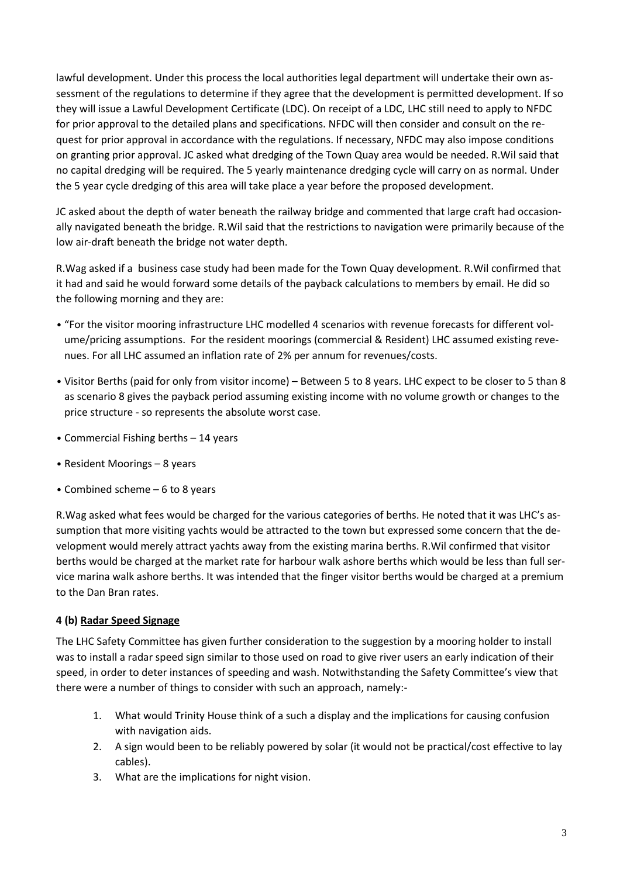lawful development. Under this process the local authorities legal department will undertake their own assessment of the regulations to determine if they agree that the development is permitted development. If so they will issue a Lawful Development Certificate (LDC). On receipt of a LDC, LHC still need to apply to NFDC for prior approval to the detailed plans and specifications. NFDC will then consider and consult on the request for prior approval in accordance with the regulations. If necessary, NFDC may also impose conditions on granting prior approval. JC asked what dredging of the Town Quay area would be needed. R.Wil said that no capital dredging will be required. The 5 yearly maintenance dredging cycle will carry on as normal. Under the 5 year cycle dredging of this area will take place a year before the proposed development.

JC asked about the depth of water beneath the railway bridge and commented that large craft had occasionally navigated beneath the bridge. R.Wil said that the restrictions to navigation were primarily because of the low air-draft beneath the bridge not water depth.

R.Wag asked if a business case study had been made for the Town Quay development. R.Wil confirmed that it had and said he would forward some details of the payback calculations to members by email. He did so the following morning and they are:

- "For the visitor mooring infrastructure LHC modelled 4 scenarios with revenue forecasts for different volume/pricing assumptions. For the resident moorings (commercial & Resident) LHC assumed existing revenues. For all LHC assumed an inflation rate of 2% per annum for revenues/costs.
- Visitor Berths (paid for only from visitor income) – Between 5 to 8 years. LHC expect to be closer to 5 than 8 as scenario 8 gives the payback period assuming existing income with no volume growth or changes to the price structure - so represents the absolute worst case.
- Commercial Fishing berths – 14 years
- Resident Moorings – 8 years
- Combined scheme – 6 to 8 years

R.Wag asked what fees would be charged for the various categories of berths. He noted that it was LHC's assumption that more visiting yachts would be attracted to the town but expressed some concern that the development would merely attract yachts away from the existing marina berths. R.Wil confirmed that visitor berths would be charged at the market rate for harbour walk ashore berths which would be less than full service marina walk ashore berths. It was intended that the finger visitor berths would be charged at a premium to the Dan Bran rates.

### 4 (b) Radar Speed Signage

The LHC Safety Committee has given further consideration to the suggestion by a mooring holder to install was to install a radar speed sign similar to those used on road to give river users an early indication of their speed, in order to deter instances of speeding and wash. Notwithstanding the Safety Committee's view that there were a number of things to consider with such an approach, namely:-

1. What would Trinity House think of a such a display and the implications for causing confusion with navigation aids.
2. A sign would been to be reliably powered by solar (it would not be practical/cost effective to lay cables).
3. What are the implications for night vision.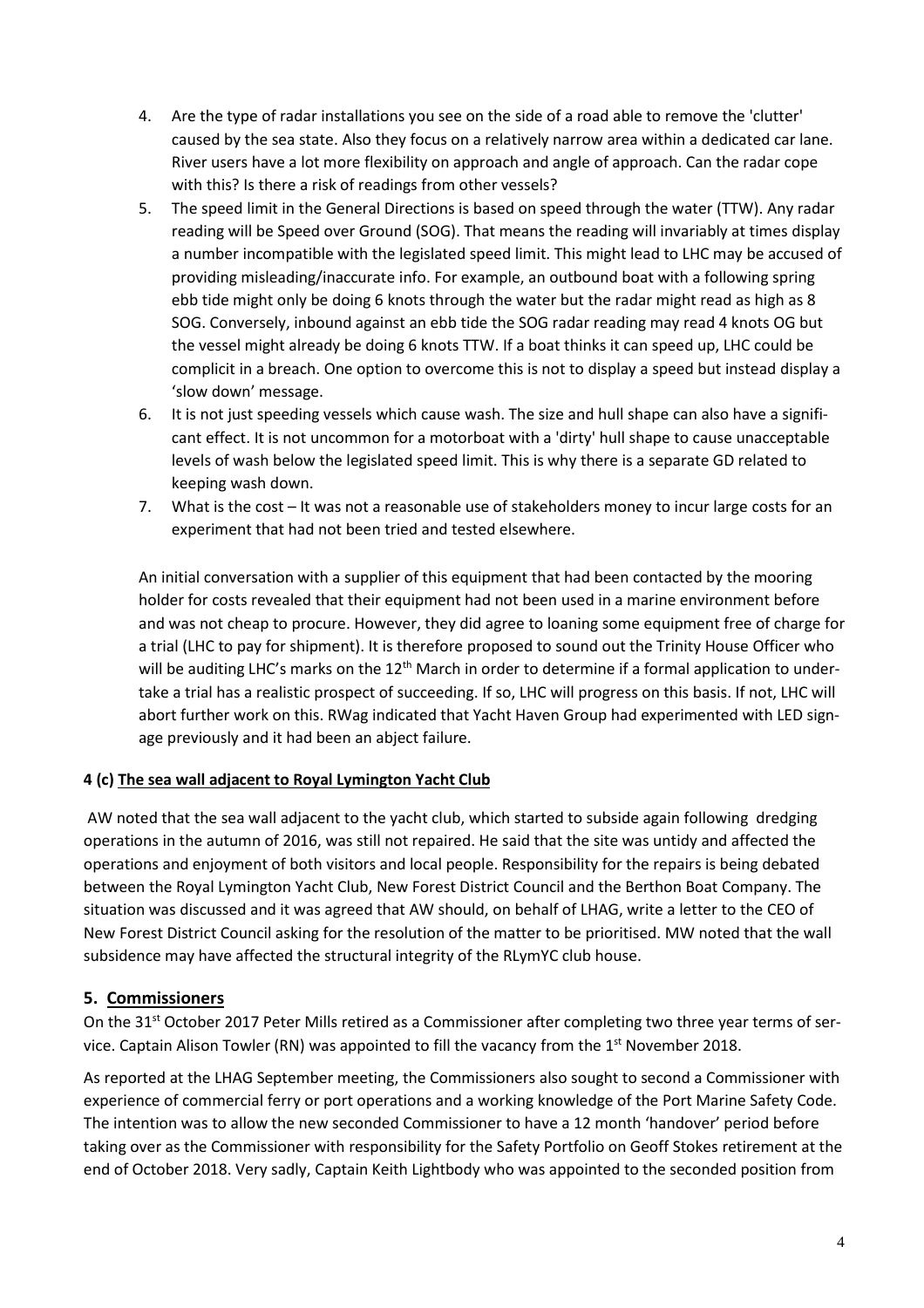4. Are the type of radar installations you see on the side of a road able to remove the 'clutter' caused by the sea state. Also they focus on a relatively narrow area within a dedicated car lane. River users have a lot more flexibility on approach and angle of approach. Can the radar cope with this? Is there a risk of readings from other vessels?
5. The speed limit in the General Directions is based on speed through the water (TTW). Any radar reading will be Speed over Ground (SOG). That means the reading will invariably at times display a number incompatible with the legislated speed limit. This might lead to LHC may be accused of providing misleading/inaccurate info. For example, an outbound boat with a following spring ebb tide might only be doing 6 knots through the water but the radar might read as high as 8 SOG. Conversely, inbound against an ebb tide the SOG radar reading may read 4 knots OG but the vessel might already be doing 6 knots TTW. If a boat thinks it can speed up, LHC could be complicit in a breach. One option to overcome this is not to display a speed but instead display a 'slow down' message.
6. It is not just speeding vessels which cause wash. The size and hull shape can also have a significant effect. It is not uncommon for a motorboat with a 'dirty' hull shape to cause unacceptable levels of wash below the legislated speed limit. This is why there is a separate GD related to keeping wash down.
7. What is the cost – It was not a reasonable use of stakeholders money to incur large costs for an experiment that had not been tried and tested elsewhere.

An initial conversation with a supplier of this equipment that had been contacted by the mooring holder for costs revealed that their equipment had not been used in a marine environment before and was not cheap to procure. However, they did agree to loaning some equipment free of charge for a trial (LHC to pay for shipment). It is therefore proposed to sound out the Trinity House Officer who will be auditing LHC's marks on the 12th March in order to determine if a formal application to undertake a trial has a realistic prospect of succeeding. If so, LHC will progress on this basis. If not, LHC will abort further work on this. RWag indicated that Yacht Haven Group had experimented with LED signage previously and it had been an abject failure.

**4 (c) The sea wall adjacent to Royal Lymington Yacht Club**

AW noted that the sea wall adjacent to the yacht club, which started to subside again following dredging operations in the autumn of 2016, was still not repaired. He said that the site was untidy and affected the operations and enjoyment of both visitors and local people. Responsibility for the repairs is being debated between the Royal Lymington Yacht Club, New Forest District Council and the Berthon Boat Company. The situation was discussed and it was agreed that AW should, on behalf of LHAG, write a letter to the CEO of New Forest District Council asking for the resolution of the matter to be prioritised. MW noted that the wall subsidence may have affected the structural integrity of the RLymYC club house.

## 5. Commissioners

On the 31st October 2017 Peter Mills retired as a Commissioner after completing two three year terms of service. Captain Alison Towler (RN) was appointed to fill the vacancy from the 1st November 2018.

As reported at the LHAG September meeting, the Commissioners also sought to second a Commissioner with experience of commercial ferry or port operations and a working knowledge of the Port Marine Safety Code. The intention was to allow the new seconded Commissioner to have a 12 month 'handover' period before taking over as the Commissioner with responsibility for the Safety Portfolio on Geoff Stokes retirement at the end of October 2018. Very sadly, Captain Keith Lightbody who was appointed to the seconded position from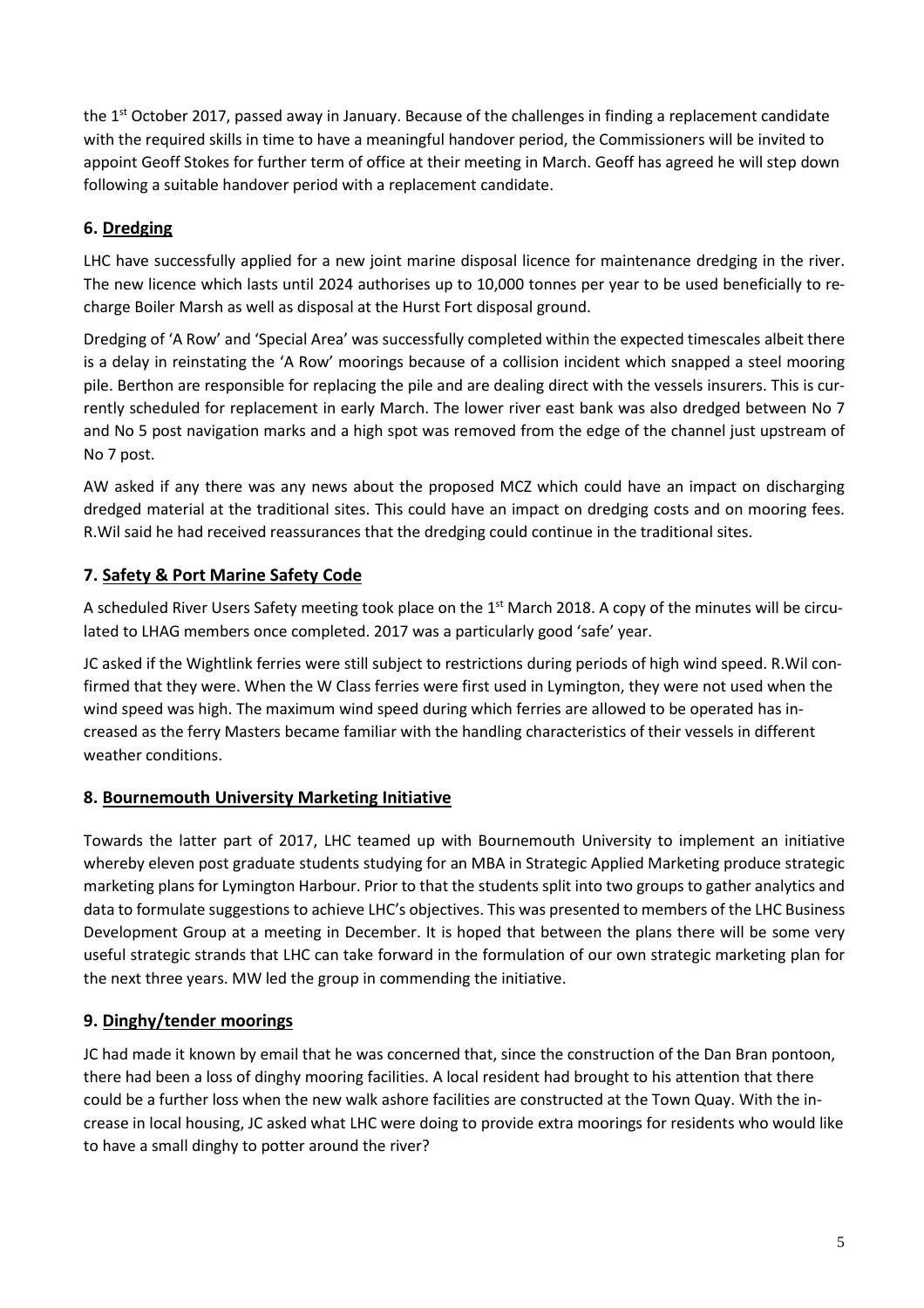the 1st October 2017, passed away in January. Because of the challenges in finding a replacement candidate with the required skills in time to have a meaningful handover period, the Commissioners will be invited to appoint Geoff Stokes for further term of office at their meeting in March. Geoff has agreed he will step down following a suitable handover period with a replacement candidate.

## 6. Dredging

LHC have successfully applied for a new joint marine disposal licence for maintenance dredging in the river. The new licence which lasts until 2024 authorises up to 10,000 tonnes per year to be used beneficially to re-charge Boiler Marsh as well as disposal at the Hurst Fort disposal ground.

Dredging of 'A Row' and 'Special Area' was successfully completed within the expected timescales albeit there is a delay in reinstating the 'A Row' moorings because of a collision incident which snapped a steel mooring pile. Berthon are responsible for replacing the pile and are dealing direct with the vessels insurers. This is currently scheduled for replacement in early March. The lower river east bank was also dredged between No 7 and No 5 post navigation marks and a high spot was removed from the edge of the channel just upstream of No 7 post.

AW asked if any there was any news about the proposed MCZ which could have an impact on discharging dredged material at the traditional sites. This could have an impact on dredging costs and on mooring fees. R.Wil said he had received reassurances that the dredging could continue in the traditional sites.

## 7. Safety & Port Marine Safety Code

A scheduled River Users Safety meeting took place on the 1st March 2018. A copy of the minutes will be circulated to LHAG members once completed. 2017 was a particularly good 'safe' year.

JC asked if the Wightlink ferries were still subject to restrictions during periods of high wind speed. R.Wil confirmed that they were. When the W Class ferries were first used in Lymington, they were not used when the wind speed was high. The maximum wind speed during which ferries are allowed to be operated has increased as the ferry Masters became familiar with the handling characteristics of their vessels in different weather conditions.

## 8. Bournemouth University Marketing Initiative

Towards the latter part of 2017, LHC teamed up with Bournemouth University to implement an initiative whereby eleven post graduate students studying for an MBA in Strategic Applied Marketing produce strategic marketing plans for Lymington Harbour. Prior to that the students split into two groups to gather analytics and data to formulate suggestions to achieve LHC's objectives. This was presented to members of the LHC Business Development Group at a meeting in December. It is hoped that between the plans there will be some very useful strategic strands that LHC can take forward in the formulation of our own strategic marketing plan for the next three years. MW led the group in commending the initiative.

## 9. Dinghy/tender moorings

JC had made it known by email that he was concerned that, since the construction of the Dan Bran pontoon, there had been a loss of dinghy mooring facilities. A local resident had brought to his attention that there could be a further loss when the new walk ashore facilities are constructed at the Town Quay. With the increase in local housing, JC asked what LHC were doing to provide extra moorings for residents who would like to have a small dinghy to potter around the river?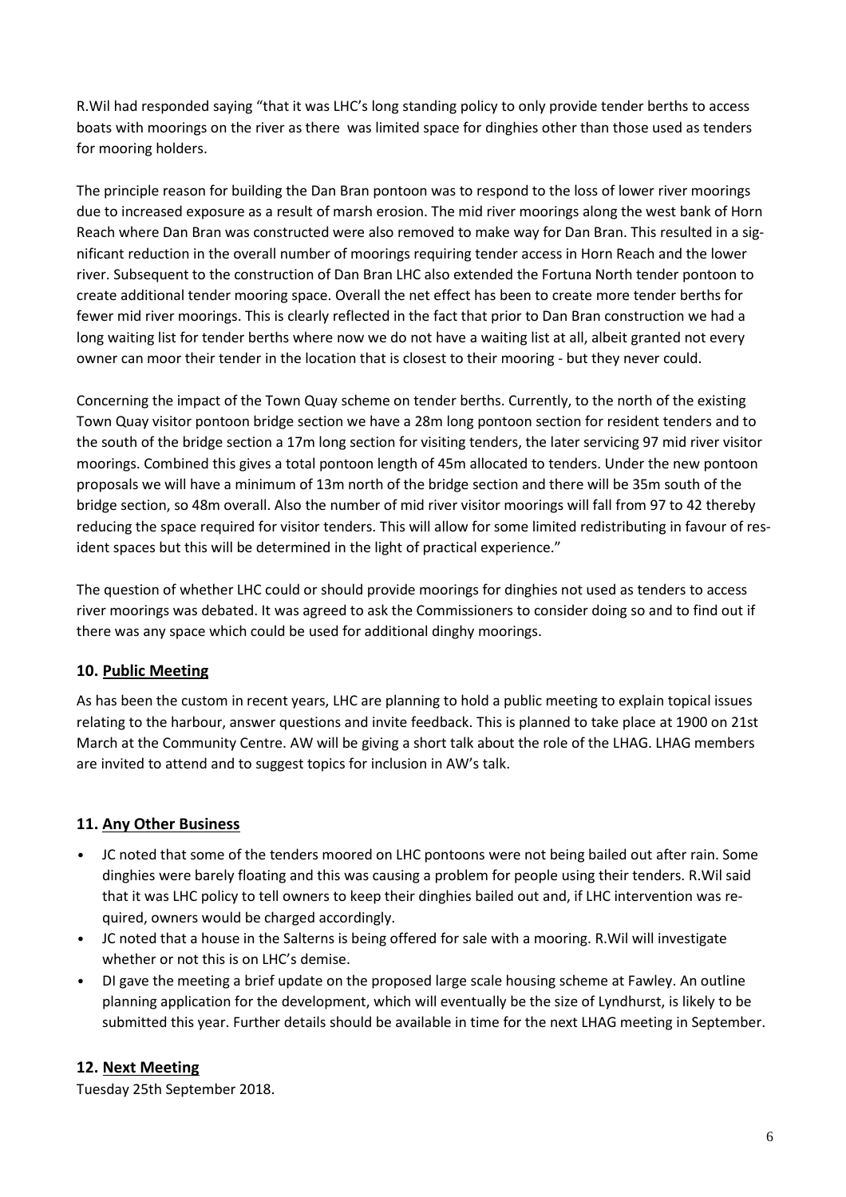R.Wil had responded saying "that it was LHC's long standing policy to only provide tender berths to access boats with moorings on the river as there was limited space for dinghies other than those used as tenders for mooring holders.

The principle reason for building the Dan Bran pontoon was to respond to the loss of lower river moorings due to increased exposure as a result of marsh erosion. The mid river moorings along the west bank of Horn Reach where Dan Bran was constructed were also removed to make way for Dan Bran. This resulted in a significant reduction in the overall number of moorings requiring tender access in Horn Reach and the lower river. Subsequent to the construction of Dan Bran LHC also extended the Fortuna North tender pontoon to create additional tender mooring space. Overall the net effect has been to create more tender berths for fewer mid river moorings. This is clearly reflected in the fact that prior to Dan Bran construction we had a long waiting list for tender berths where now we do not have a waiting list at all, albeit granted not every owner can moor their tender in the location that is closest to their mooring - but they never could.

Concerning the impact of the Town Quay scheme on tender berths. Currently, to the north of the existing Town Quay visitor pontoon bridge section we have a 28m long pontoon section for resident tenders and to the south of the bridge section a 17m long section for visiting tenders, the later servicing 97 mid river visitor moorings. Combined this gives a total pontoon length of 45m allocated to tenders. Under the new pontoon proposals we will have a minimum of 13m north of the bridge section and there will be 35m south of the bridge section, so 48m overall. Also the number of mid river visitor moorings will fall from 97 to 42 thereby reducing the space required for visitor tenders. This will allow for some limited redistributing in favour of resident spaces but this will be determined in the light of practical experience."

The question of whether LHC could or should provide moorings for dinghies not used as tenders to access river moorings was debated. It was agreed to ask the Commissioners to consider doing so and to find out if there was any space which could be used for additional dinghy moorings.

## 10. Public Meeting

As has been the custom in recent years, LHC are planning to hold a public meeting to explain topical issues relating to the harbour, answer questions and invite feedback. This is planned to take place at 1900 on 21st March at the Community Centre. AW will be giving a short talk about the role of the LHAG. LHAG members are invited to attend and to suggest topics for inclusion in AW's talk.

## 11. Any Other Business

- JC noted that some of the tenders moored on LHC pontoons were not being bailed out after rain. Some dinghies were barely floating and this was causing a problem for people using their tenders. R.Wil said that it was LHC policy to tell owners to keep their dinghies bailed out and, if LHC intervention was required, owners would be charged accordingly.
- JC noted that a house in the Salterns is being offered for sale with a mooring. R.Wil will investigate whether or not this is on LHC's demise.
- DI gave the meeting a brief update on the proposed large scale housing scheme at Fawley. An outline planning application for the development, which will eventually be the size of Lyndhurst, is likely to be submitted this year. Further details should be available in time for the next LHAG meeting in September.

## 12. Next Meeting

Tuesday 25th September 2018.